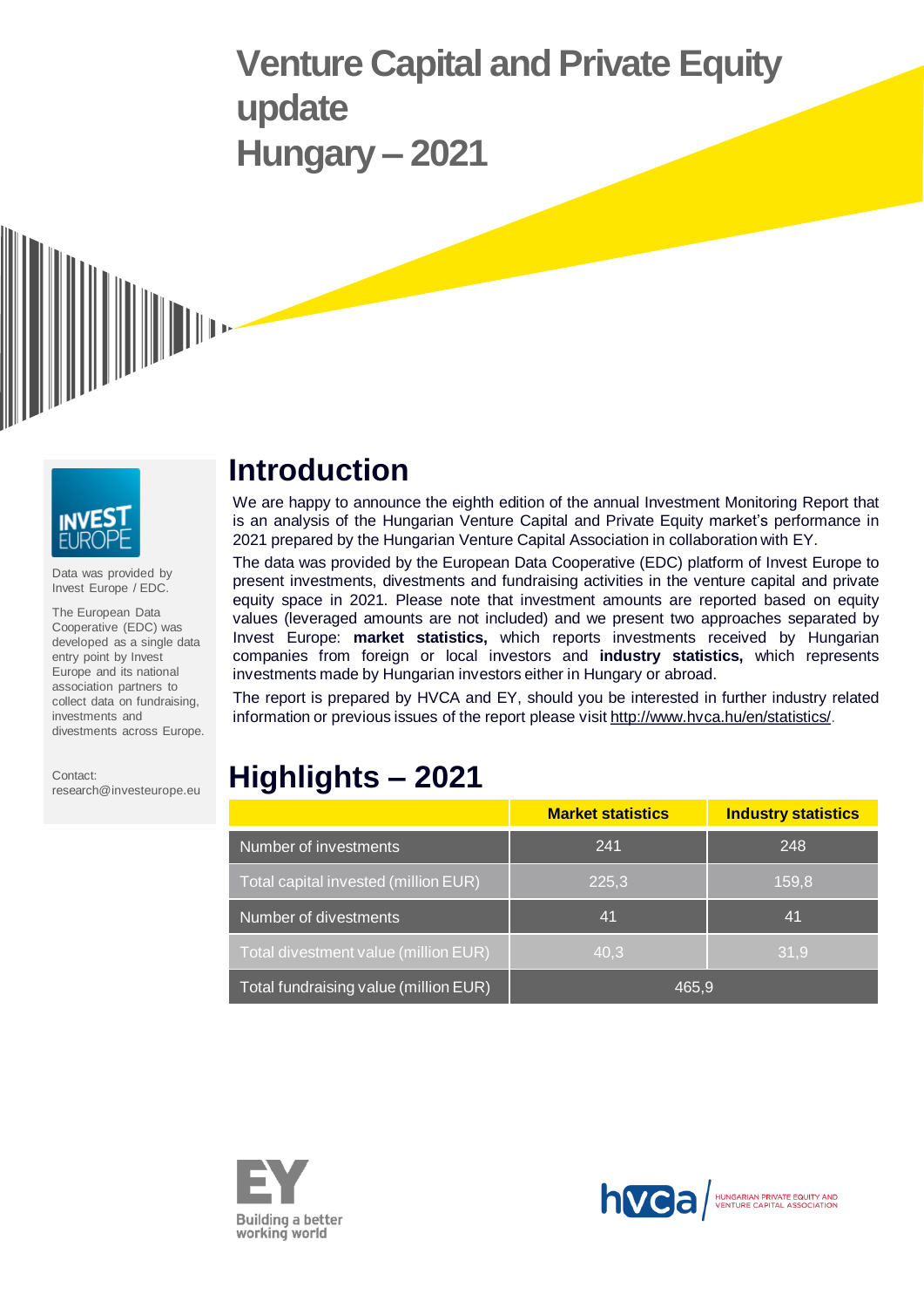# Venture Capital and Private Equity update Hungary – 2021

Data was provided by Invest Europe / EDC.

The European Data Cooperative (EDC) was developed as a single data entry point by Invest Europe and its national association partners to collect data on fundraising, investments and divestments across Europe.

Contact:
research@investeurope.eu

## Introduction

We are happy to announce the eighth edition of the annual Investment Monitoring Report that is an analysis of the Hungarian Venture Capital and Private Equity market's performance in 2021 prepared by the Hungarian Venture Capital Association in collaboration with EY.

The data was provided by the European Data Cooperative (EDC) platform of Invest Europe to present investments, divestments and fundraising activities in the venture capital and private equity space in 2021. Please note that investment amounts are reported based on equity values (leveraged amounts are not included) and we present two approaches separated by Invest Europe: **market statistics,** which reports investments received by Hungarian companies from foreign or local investors and **industry statistics,** which represents investments made by Hungarian investors either in Hungary or abroad.

The report is prepared by HVCA and EY, should you be interested in further industry related information or previous issues of the report please visit http://www.hvca.hu/en/statistics/.

## Highlights – 2021

| | Market statistics | Industry statistics |
|---|---|---|
| Number of investments | 241 | 248 |
| Total capital invested (million EUR) | 225,3 | 159,8 |
| Number of divestments | 41 | 41 |
| Total divestment value (million EUR) | 40,3 | 31,9 |
| Total fundraising value (million EUR) | 465,9 | |

EY Building a better working world

hvca HUNGARIAN PRIVATE EQUITY AND VENTURE CAPITAL ASSOCIATION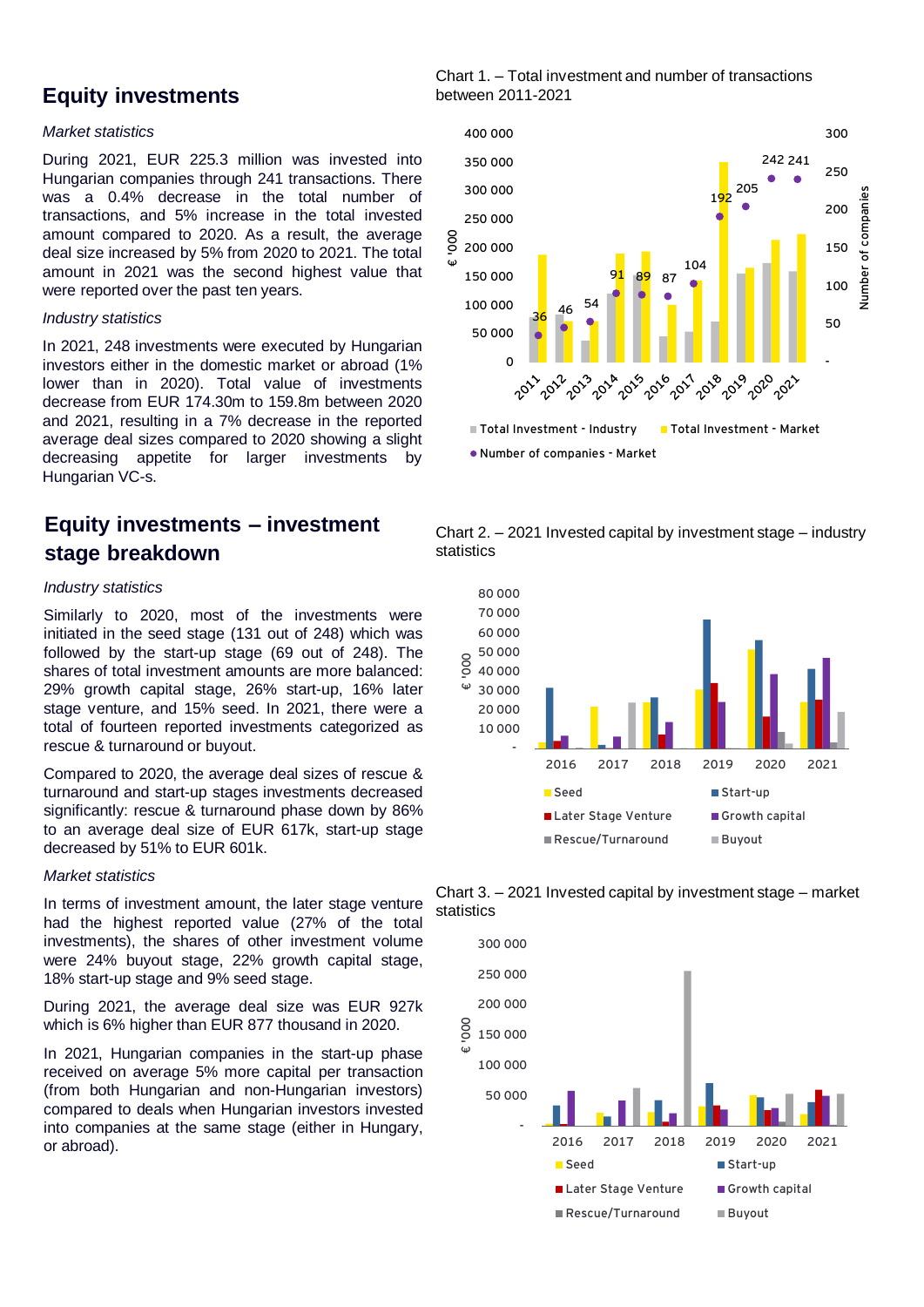## Equity investments

*Market statistics*

During 2021, EUR 225.3 million was invested into Hungarian companies through 241 transactions. There was a 0.4% decrease in the total number of transactions, and 5% increase in the total invested amount compared to 2020. As a result, the average deal size increased by 5% from 2020 to 2021. The total amount in 2021 was the second highest value that were reported over the past ten years.

*Industry statistics*

In 2021, 248 investments were executed by Hungarian investors either in the domestic market or abroad (1% lower than in 2020). Total value of investments decrease from EUR 174.30m to 159.8m between 2020 and 2021, resulting in a 7% decrease in the reported average deal sizes compared to 2020 showing a slight decreasing appetite for larger investments by Hungarian VC-s.

## Equity investments – investment stage breakdown

*Industry statistics*

Similarly to 2020, most of the investments were initiated in the seed stage (131 out of 248) which was followed by the start-up stage (69 out of 248). The shares of total investment amounts are more balanced: 29% growth capital stage, 26% start-up, 16% later stage venture, and 15% seed. In 2021, there were a total of fourteen reported investments categorized as rescue & turnaround or buyout.

Compared to 2020, the average deal sizes of rescue & turnaround and start-up stages investments decreased significantly: rescue & turnaround phase down by 86% to an average deal size of EUR 617k, start-up stage decreased by 51% to EUR 601k.

*Market statistics*

In terms of investment amount, the later stage venture had the highest reported value (27% of the total investments), the shares of other investment volume were 24% buyout stage, 22% growth capital stage, 18% start-up stage and 9% seed stage.

During 2021, the average deal size was EUR 927k which is 6% higher than EUR 877 thousand in 2020.

In 2021, Hungarian companies in the start-up phase received on average 5% more capital per transaction (from both Hungarian and non-Hungarian investors) compared to deals when Hungarian investors invested into companies at the same stage (either in Hungary, or abroad).

Chart 1. – Total investment and number of transactions between 2011-2021

Number of companies - Market:

| Year | 2011 | 2012 | 2013 | 2014 | 2015 | 2016 | 2017 | 2018 | 2019 | 2020 | 2021 |
|---|---|---|---|---|---|---|---|---|---|---|---|
| Number of companies - Market | 36 | 46 | 54 | 91 | 89 | 87 | 104 | 192 | 205 | 242 | 241 |

Legend: Total Investment - Industry; Total Investment - Market; Number of companies - Market

Chart 2. – 2021 Invested capital by investment stage – industry statistics

Legend: Seed; Start-up; Later Stage Venture; Growth capital; Rescue/Turnaround; Buyout

Chart 3. – 2021 Invested capital by investment stage – market statistics

Legend: Seed; Start-up; Later Stage Venture; Growth capital; Rescue/Turnaround; Buyout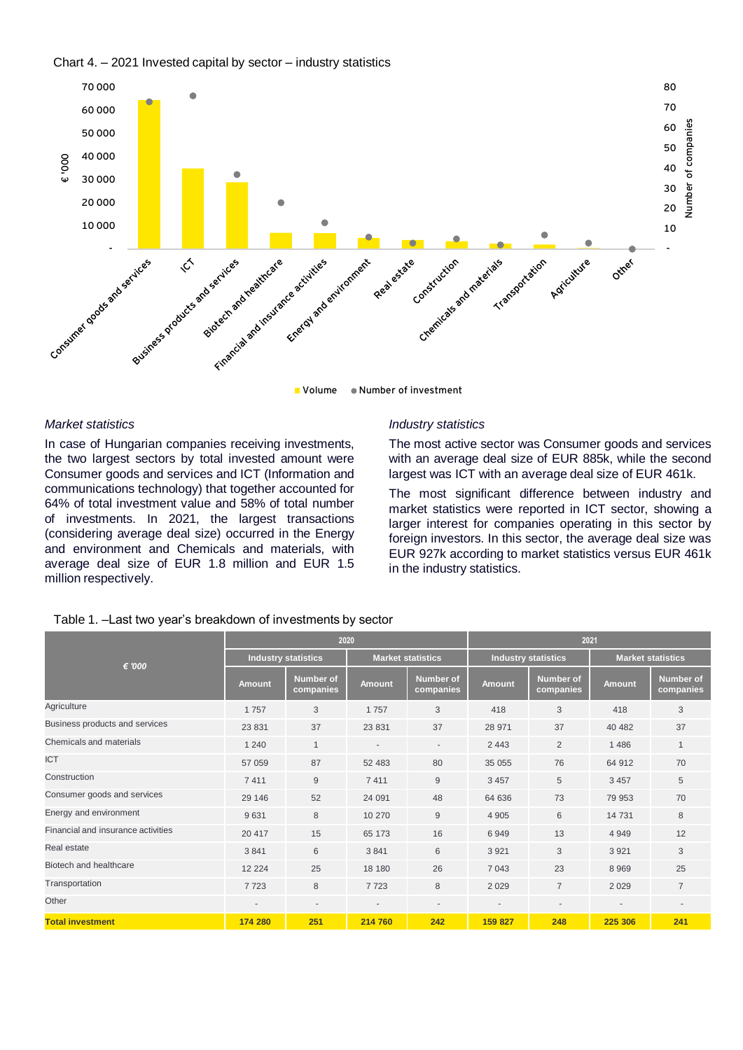Chart 4. – 2021 Invested capital by sector – industry statistics

*Market statistics*

In case of Hungarian companies receiving investments, the two largest sectors by total invested amount were Consumer goods and services and ICT (Information and communications technology) that together accounted for 64% of total investment value and 58% of total number of investments. In 2021, the largest transactions (considering average deal size) occurred in the Energy and environment and Chemicals and materials, with average deal size of EUR 1.8 million and EUR 1.5 million respectively.

*Industry statistics*

The most active sector was Consumer goods and services with an average deal size of EUR 885k, while the second largest was ICT with an average deal size of EUR 461k.

The most significant difference between industry and market statistics were reported in ICT sector, showing a larger interest for companies operating in this sector by foreign investors. In this sector, the average deal size was EUR 927k according to market statistics versus EUR 461k in the industry statistics.

Table 1. –Last two year's breakdown of investments by sector

| € '000 | 2020 | | | | 2021 | | | |
|---|---|---|---|---|---|---|---|---|
| | Industry statistics | | Market statistics | | Industry statistics | | Market statistics | |
| | Amount | Number of companies | Amount | Number of companies | Amount | Number of companies | Amount | Number of companies |
| Agriculture | 1 757 | 3 | 1 757 | 3 | 418 | 3 | 418 | 3 |
| Business products and services | 23 831 | 37 | 23 831 | 37 | 28 971 | 37 | 40 482 | 37 |
| Chemicals and materials | 1 240 | 1 | - | - | 2 443 | 2 | 1 486 | 1 |
| ICT | 57 059 | 87 | 52 483 | 80 | 35 055 | 76 | 64 912 | 70 |
| Construction | 7 411 | 9 | 7 411 | 9 | 3 457 | 5 | 3 457 | 5 |
| Consumer goods and services | 29 146 | 52 | 24 091 | 48 | 64 636 | 73 | 79 953 | 70 |
| Energy and environment | 9 631 | 8 | 10 270 | 9 | 4 905 | 6 | 14 731 | 8 |
| Financial and insurance activities | 20 417 | 15 | 65 173 | 16 | 6 949 | 13 | 4 949 | 12 |
| Real estate | 3 841 | 6 | 3 841 | 6 | 3 921 | 3 | 3 921 | 3 |
| Biotech and healthcare | 12 224 | 25 | 18 180 | 26 | 7 043 | 23 | 8 969 | 25 |
| Transportation | 7 723 | 8 | 7 723 | 8 | 2 029 | 7 | 2 029 | 7 |
| Other | - | - | - | - | - | - | - | - |
| **Total investment** | **174 280** | **251** | **214 760** | **242** | **159 827** | **248** | **225 306** | **241** |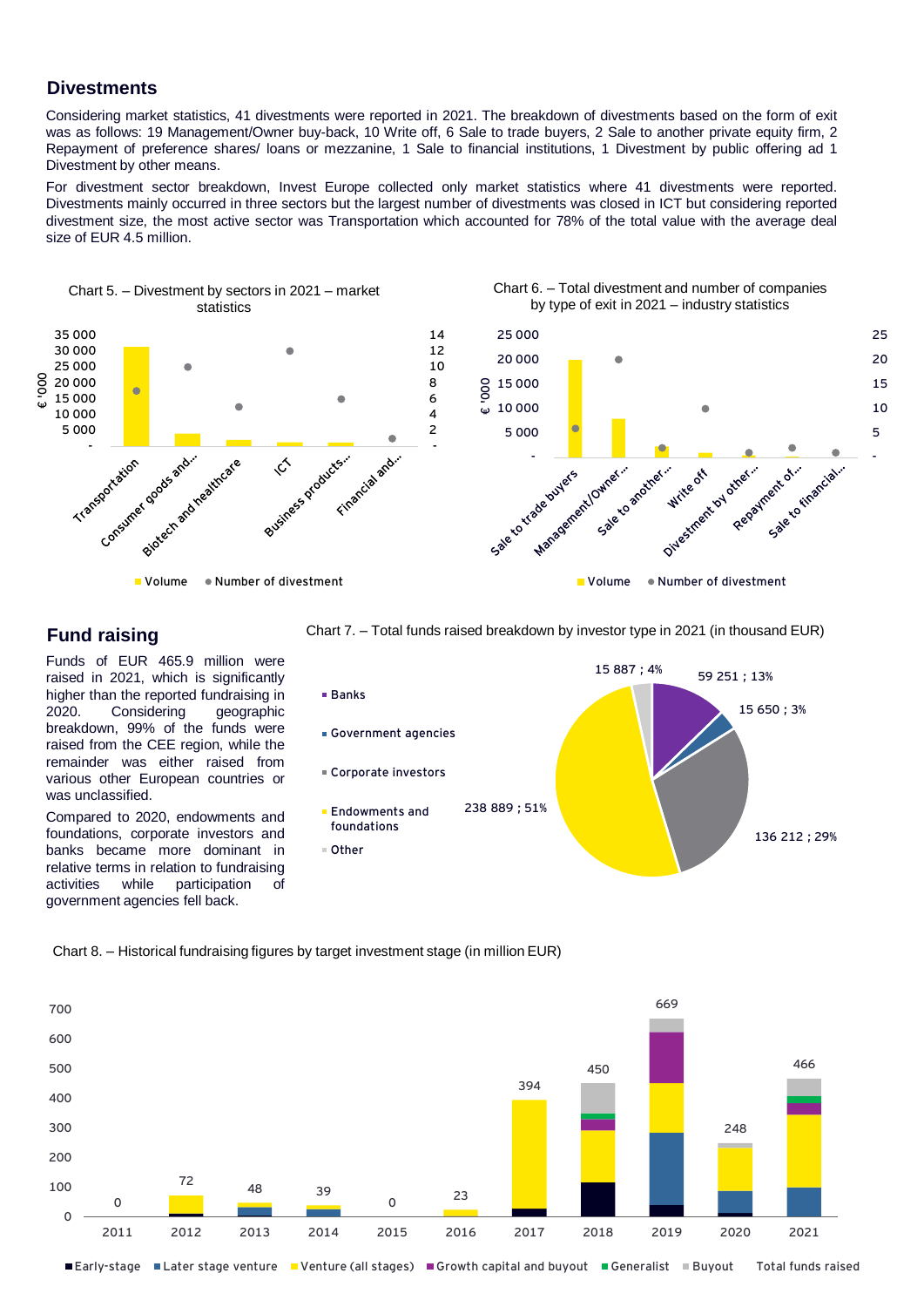## Divestments

Considering market statistics, 41 divestments were reported in 2021. The breakdown of divestments based on the form of exit was as follows: 19 Management/Owner buy-back, 10 Write off, 6 Sale to trade buyers, 2 Sale to another private equity firm, 2 Repayment of preference shares/ loans or mezzanine, 1 Sale to financial institutions, 1 Divestment by public offering ad 1 Divestment by other means.

For divestment sector breakdown, Invest Europe collected only market statistics where 41 divestments were reported. Divestments mainly occurred in three sectors but the largest number of divestments was closed in ICT but considering reported divestment size, the most active sector was Transportation which accounted for 78% of the total value with the average deal size of EUR 4.5 million.

Chart 5. – Divestment by sectors in 2021 – market statistics

Chart 6. – Total divestment and number of companies by type of exit in 2021 – industry statistics

## Fund raising

Funds of EUR 465.9 million were raised in 2021, which is significantly higher than the reported fundraising in 2020. Considering geographic breakdown, 99% of the funds were raised from the CEE region, while the remainder was either raised from various other European countries or was unclassified.

Compared to 2020, endowments and foundations, corporate investors and banks became more dominant in relative terms in relation to fundraising activities while participation of government agencies fell back.

Chart 7. – Total funds raised breakdown by investor type in 2021 (in thousand EUR)

| Investor type | Amount ; Share |
|---|---|
| Banks | 59 251 ; 13% |
| Government agencies | 15 650 ; 3% |
| Corporate investors | 136 212 ; 29% |
| Endowments and foundations | 238 889 ; 51% |
| Other | 15 887 ; 4% |

Chart 8. – Historical fundraising figures by target investment stage (in million EUR)

| Year | 2011 | 2012 | 2013 | 2014 | 2015 | 2016 | 2017 | 2018 | 2019 | 2020 | 2021 |
|---|---|---|---|---|---|---|---|---|---|---|---|
| Total funds raised | 0 | 72 | 48 | 39 | 0 | 23 | 394 | 450 | 669 | 248 | 466 |

Early-stage, Later stage venture, Venture (all stages), Growth capital and buyout, Generalist, Buyout, Total funds raised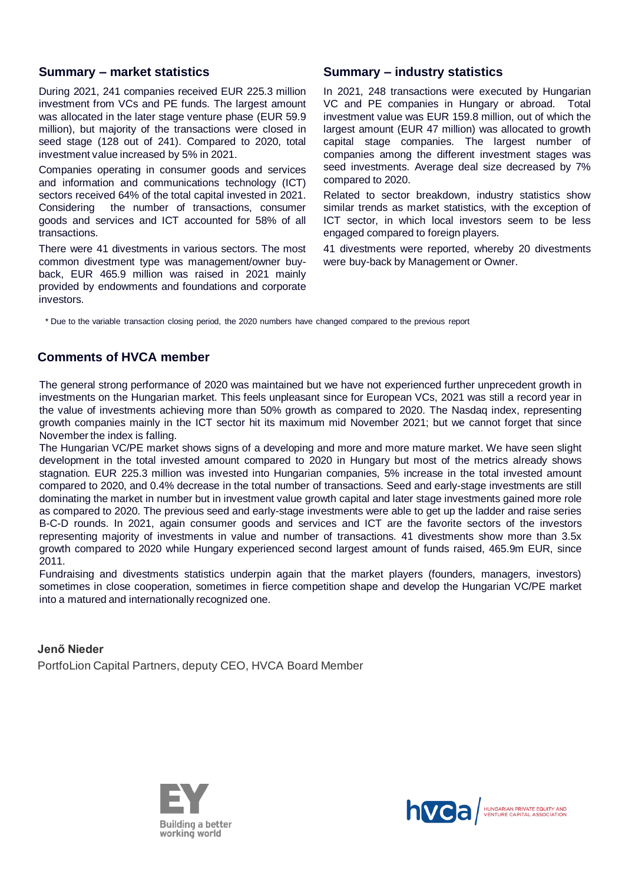## Summary – market statistics

During 2021, 241 companies received EUR 225.3 million investment from VCs and PE funds. The largest amount was allocated in the later stage venture phase (EUR 59.9 million), but majority of the transactions were closed in seed stage (128 out of 241). Compared to 2020, total investment value increased by 5% in 2021.

Companies operating in consumer goods and services and information and communications technology (ICT) sectors received 64% of the total capital invested in 2021. Considering the number of transactions, consumer goods and services and ICT accounted for 58% of all transactions.

There were 41 divestments in various sectors. The most common divestment type was management/owner buy-back, EUR 465.9 million was raised in 2021 mainly provided by endowments and foundations and corporate investors.

## Summary – industry statistics

In 2021, 248 transactions were executed by Hungarian VC and PE companies in Hungary or abroad. Total investment value was EUR 159.8 million, out of which the largest amount (EUR 47 million) was allocated to growth capital stage companies. The largest number of companies among the different investment stages was seed investments. Average deal size decreased by 7% compared to 2020.

Related to sector breakdown, industry statistics show similar trends as market statistics, with the exception of ICT sector, in which local investors seem to be less engaged compared to foreign players.

41 divestments were reported, whereby 20 divestments were buy-back by Management or Owner.

* Due to the variable transaction closing period, the 2020 numbers have changed compared to the previous report

## Comments of HVCA member

The general strong performance of 2020 was maintained but we have not experienced further unprecedent growth in investments on the Hungarian market. This feels unpleasant since for European VCs, 2021 was still a record year in the value of investments achieving more than 50% growth as compared to 2020. The Nasdaq index, representing growth companies mainly in the ICT sector hit its maximum mid November 2021; but we cannot forget that since November the index is falling.
The Hungarian VC/PE market shows signs of a developing and more and more mature market. We have seen slight development in the total invested amount compared to 2020 in Hungary but most of the metrics already shows stagnation. EUR 225.3 million was invested into Hungarian companies, 5% increase in the total invested amount compared to 2020, and 0.4% decrease in the total number of transactions. Seed and early-stage investments are still dominating the market in number but in investment value growth capital and later stage investments gained more role as compared to 2020. The previous seed and early-stage investments were able to get up the ladder and raise series B-C-D rounds. In 2021, again consumer goods and services and ICT are the favorite sectors of the investors representing majority of investments in value and number of transactions. 41 divestments show more than 3.5x growth compared to 2020 while Hungary experienced second largest amount of funds raised, 465.9m EUR, since 2011.
Fundraising and divestments statistics underpin again that the market players (founders, managers, investors) sometimes in close cooperation, sometimes in fierce competition shape and develop the Hungarian VC/PE market into a matured and internationally recognized one.

**Jenő Nieder**
PortfoLion Capital Partners, deputy CEO, HVCA Board Member

EY Building a better working world

hvca HUNGARIAN PRIVATE EQUITY AND VENTURE CAPITAL ASSOCIATION